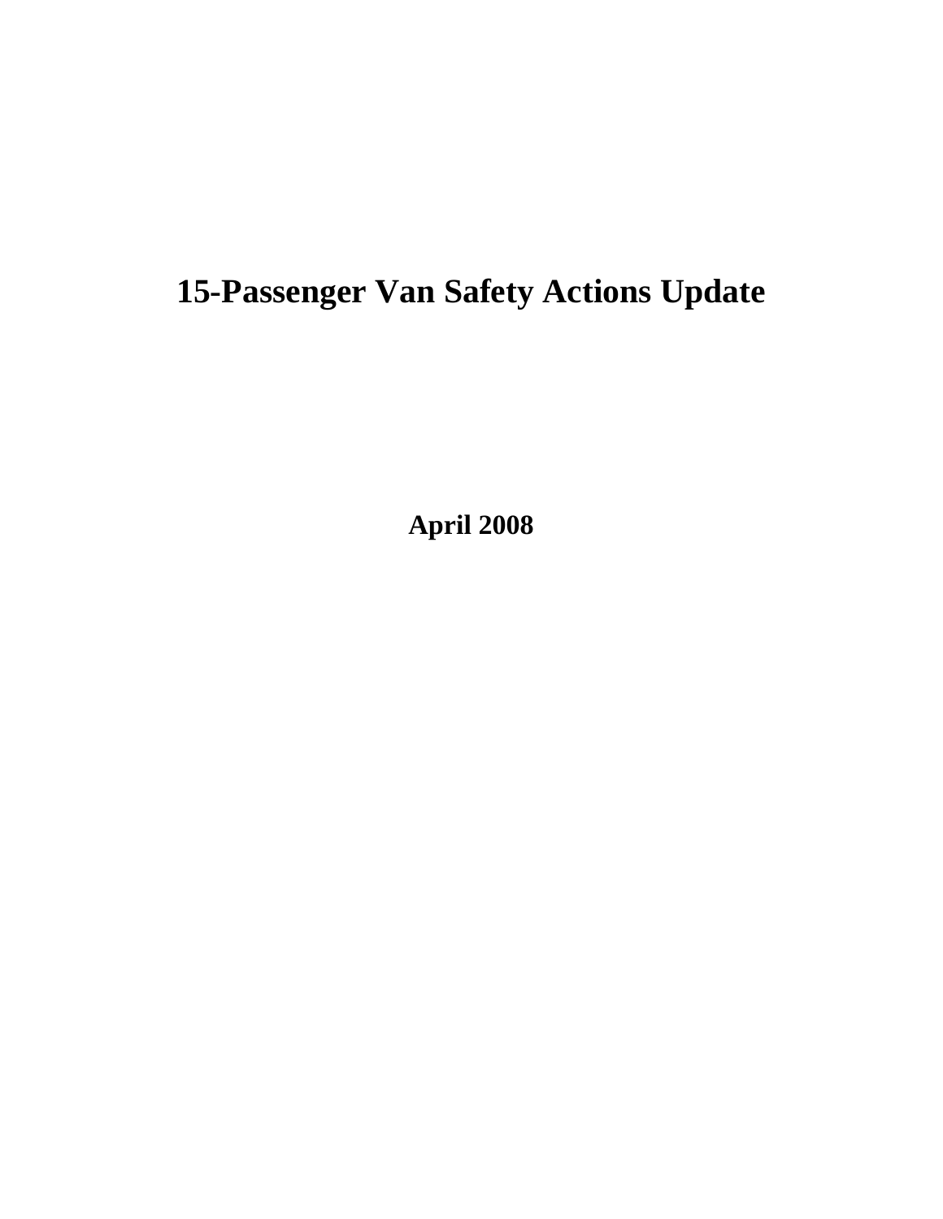# 15-Passenger Van Safety Actions Update

**April 2008**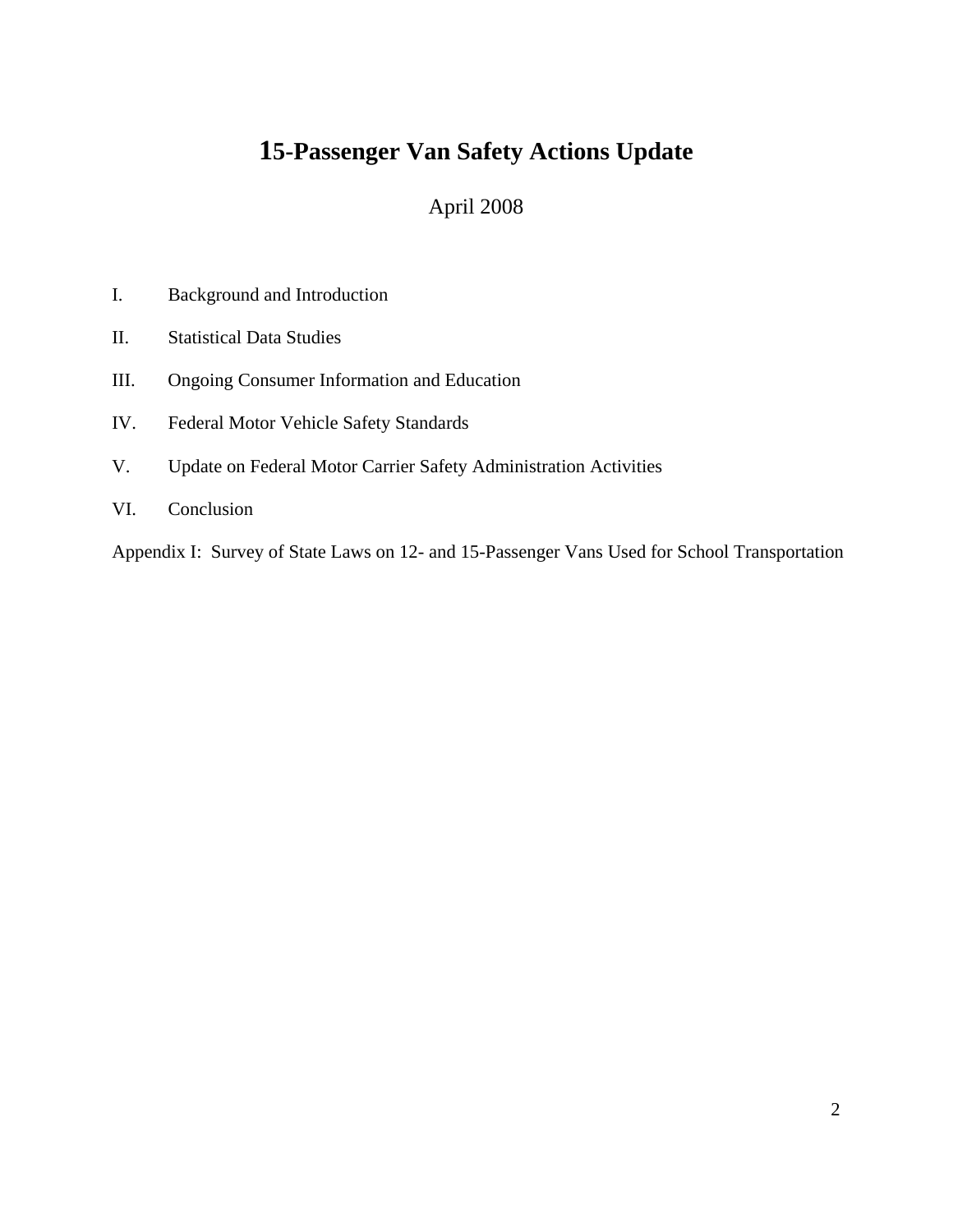# 15-Passenger Van Safety Actions Update

April 2008

I. Background and Introduction

II. Statistical Data Studies

III. Ongoing Consumer Information and Education

IV. Federal Motor Vehicle Safety Standards

V. Update on Federal Motor Carrier Safety Administration Activities

VI. Conclusion

Appendix I: Survey of State Laws on 12- and 15-Passenger Vans Used for School Transportation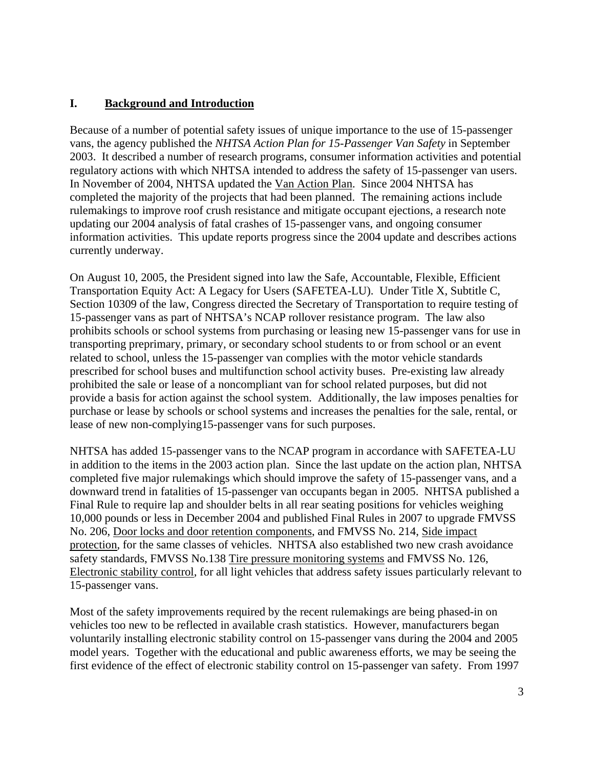## I. Background and Introduction

Because of a number of potential safety issues of unique importance to the use of 15-passenger vans, the agency published the *NHTSA Action Plan for 15-Passenger Van Safety* in September 2003. It described a number of research programs, consumer information activities and potential regulatory actions with which NHTSA intended to address the safety of 15-passenger van users. In November of 2004, NHTSA updated the Van Action Plan. Since 2004 NHTSA has completed the majority of the projects that had been planned. The remaining actions include rulemakings to improve roof crush resistance and mitigate occupant ejections, a research note updating our 2004 analysis of fatal crashes of 15-passenger vans, and ongoing consumer information activities. This update reports progress since the 2004 update and describes actions currently underway.

On August 10, 2005, the President signed into law the Safe, Accountable, Flexible, Efficient Transportation Equity Act: A Legacy for Users (SAFETEA-LU). Under Title X, Subtitle C, Section 10309 of the law, Congress directed the Secretary of Transportation to require testing of 15-passenger vans as part of NHTSA's NCAP rollover resistance program. The law also prohibits schools or school systems from purchasing or leasing new 15-passenger vans for use in transporting preprimary, primary, or secondary school students to or from school or an event related to school, unless the 15-passenger van complies with the motor vehicle standards prescribed for school buses and multifunction school activity buses. Pre-existing law already prohibited the sale or lease of a noncompliant van for school related purposes, but did not provide a basis for action against the school system. Additionally, the law imposes penalties for purchase or lease by schools or school systems and increases the penalties for the sale, rental, or lease of new non-complying15-passenger vans for such purposes.

NHTSA has added 15-passenger vans to the NCAP program in accordance with SAFETEA-LU in addition to the items in the 2003 action plan. Since the last update on the action plan, NHTSA completed five major rulemakings which should improve the safety of 15-passenger vans, and a downward trend in fatalities of 15-passenger van occupants began in 2005. NHTSA published a Final Rule to require lap and shoulder belts in all rear seating positions for vehicles weighing 10,000 pounds or less in December 2004 and published Final Rules in 2007 to upgrade FMVSS No. 206, Door locks and door retention components, and FMVSS No. 214, Side impact protection, for the same classes of vehicles. NHTSA also established two new crash avoidance safety standards, FMVSS No.138 Tire pressure monitoring systems and FMVSS No. 126, Electronic stability control, for all light vehicles that address safety issues particularly relevant to 15-passenger vans.

Most of the safety improvements required by the recent rulemakings are being phased-in on vehicles too new to be reflected in available crash statistics. However, manufacturers began voluntarily installing electronic stability control on 15-passenger vans during the 2004 and 2005 model years. Together with the educational and public awareness efforts, we may be seeing the first evidence of the effect of electronic stability control on 15-passenger van safety. From 1997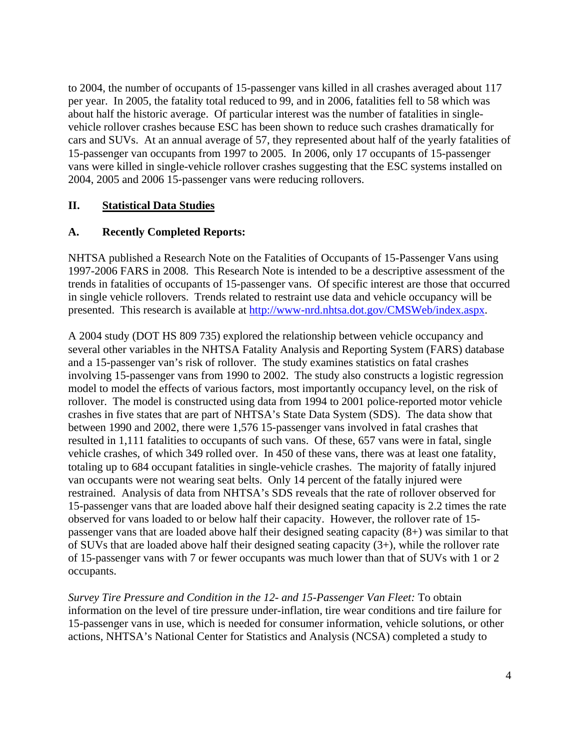to 2004, the number of occupants of 15-passenger vans killed in all crashes averaged about 117 per year. In 2005, the fatality total reduced to 99, and in 2006, fatalities fell to 58 which was about half the historic average. Of particular interest was the number of fatalities in single-vehicle rollover crashes because ESC has been shown to reduce such crashes dramatically for cars and SUVs. At an annual average of 57, they represented about half of the yearly fatalities of 15-passenger van occupants from 1997 to 2005. In 2006, only 17 occupants of 15-passenger vans were killed in single-vehicle rollover crashes suggesting that the ESC systems installed on 2004, 2005 and 2006 15-passenger vans were reducing rollovers.

## II. Statistical Data Studies

### A. Recently Completed Reports:

NHTSA published a Research Note on the Fatalities of Occupants of 15-Passenger Vans using 1997-2006 FARS in 2008. This Research Note is intended to be a descriptive assessment of the trends in fatalities of occupants of 15-passenger vans. Of specific interest are those that occurred in single vehicle rollovers. Trends related to restraint use data and vehicle occupancy will be presented. This research is available at [http://www-nrd.nhtsa.dot.gov/CMSWeb/index.aspx](http://www-nrd.nhtsa.dot.gov/CMSWeb/index.aspx).

A 2004 study (DOT HS 809 735) explored the relationship between vehicle occupancy and several other variables in the NHTSA Fatality Analysis and Reporting System (FARS) database and a 15-passenger van's risk of rollover. The study examines statistics on fatal crashes involving 15-passenger vans from 1990 to 2002. The study also constructs a logistic regression model to model the effects of various factors, most importantly occupancy level, on the risk of rollover. The model is constructed using data from 1994 to 2001 police-reported motor vehicle crashes in five states that are part of NHTSA's State Data System (SDS). The data show that between 1990 and 2002, there were 1,576 15-passenger vans involved in fatal crashes that resulted in 1,111 fatalities to occupants of such vans. Of these, 657 vans were in fatal, single vehicle crashes, of which 349 rolled over. In 450 of these vans, there was at least one fatality, totaling up to 684 occupant fatalities in single-vehicle crashes. The majority of fatally injured van occupants were not wearing seat belts. Only 14 percent of the fatally injured were restrained. Analysis of data from NHTSA's SDS reveals that the rate of rollover observed for 15-passenger vans that are loaded above half their designed seating capacity is 2.2 times the rate observed for vans loaded to or below half their capacity. However, the rollover rate of 15-passenger vans that are loaded above half their designed seating capacity (8+) was similar to that of SUVs that are loaded above half their designed seating capacity (3+), while the rollover rate of 15-passenger vans with 7 or fewer occupants was much lower than that of SUVs with 1 or 2 occupants.

*Survey Tire Pressure and Condition in the 12- and 15-Passenger Van Fleet:* To obtain information on the level of tire pressure under-inflation, tire wear conditions and tire failure for 15-passenger vans in use, which is needed for consumer information, vehicle solutions, or other actions, NHTSA's National Center for Statistics and Analysis (NCSA) completed a study to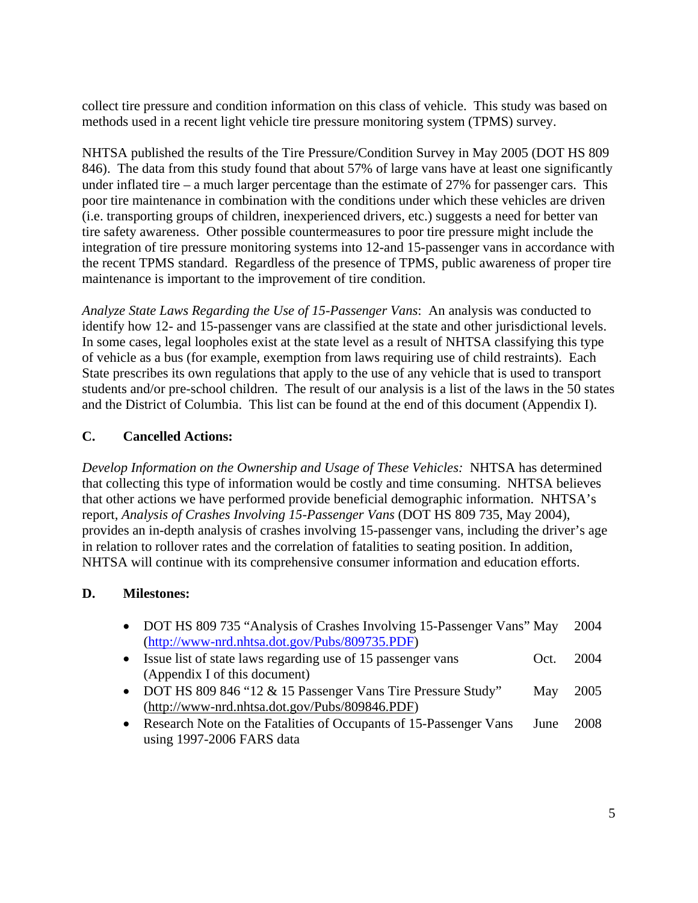collect tire pressure and condition information on this class of vehicle. This study was based on methods used in a recent light vehicle tire pressure monitoring system (TPMS) survey.

NHTSA published the results of the Tire Pressure/Condition Survey in May 2005 (DOT HS 809 846). The data from this study found that about 57% of large vans have at least one significantly under inflated tire – a much larger percentage than the estimate of 27% for passenger cars. This poor tire maintenance in combination with the conditions under which these vehicles are driven (i.e. transporting groups of children, inexperienced drivers, etc.) suggests a need for better van tire safety awareness. Other possible countermeasures to poor tire pressure might include the integration of tire pressure monitoring systems into 12-and 15-passenger vans in accordance with the recent TPMS standard. Regardless of the presence of TPMS, public awareness of proper tire maintenance is important to the improvement of tire condition.

*Analyze State Laws Regarding the Use of 15-Passenger Vans*: An analysis was conducted to identify how 12- and 15-passenger vans are classified at the state and other jurisdictional levels. In some cases, legal loopholes exist at the state level as a result of NHTSA classifying this type of vehicle as a bus (for example, exemption from laws requiring use of child restraints). Each State prescribes its own regulations that apply to the use of any vehicle that is used to transport students and/or pre-school children. The result of our analysis is a list of the laws in the 50 states and the District of Columbia. This list can be found at the end of this document (Appendix I).

## C. Cancelled Actions:

*Develop Information on the Ownership and Usage of These Vehicles:* NHTSA has determined that collecting this type of information would be costly and time consuming. NHTSA believes that other actions we have performed provide beneficial demographic information. NHTSA's report, *Analysis of Crashes Involving 15-Passenger Vans* (DOT HS 809 735, May 2004), provides an in-depth analysis of crashes involving 15-passenger vans, including the driver's age in relation to rollover rates and the correlation of fatalities to seating position. In addition, NHTSA will continue with its comprehensive consumer information and education efforts.

## D. Milestones:

- DOT HS 809 735 "Analysis of Crashes Involving 15-Passenger Vans" (http://www-nrd.nhtsa.dot.gov/Pubs/809735.PDF) — May 2004
- Issue list of state laws regarding use of 15 passenger vans (Appendix I of this document) — Oct. 2004
- DOT HS 809 846 "12 & 15 Passenger Vans Tire Pressure Study" (http://www-nrd.nhtsa.dot.gov/Pubs/809846.PDF) — May 2005
- Research Note on the Fatalities of Occupants of 15-Passenger Vans using 1997-2006 FARS data — June 2008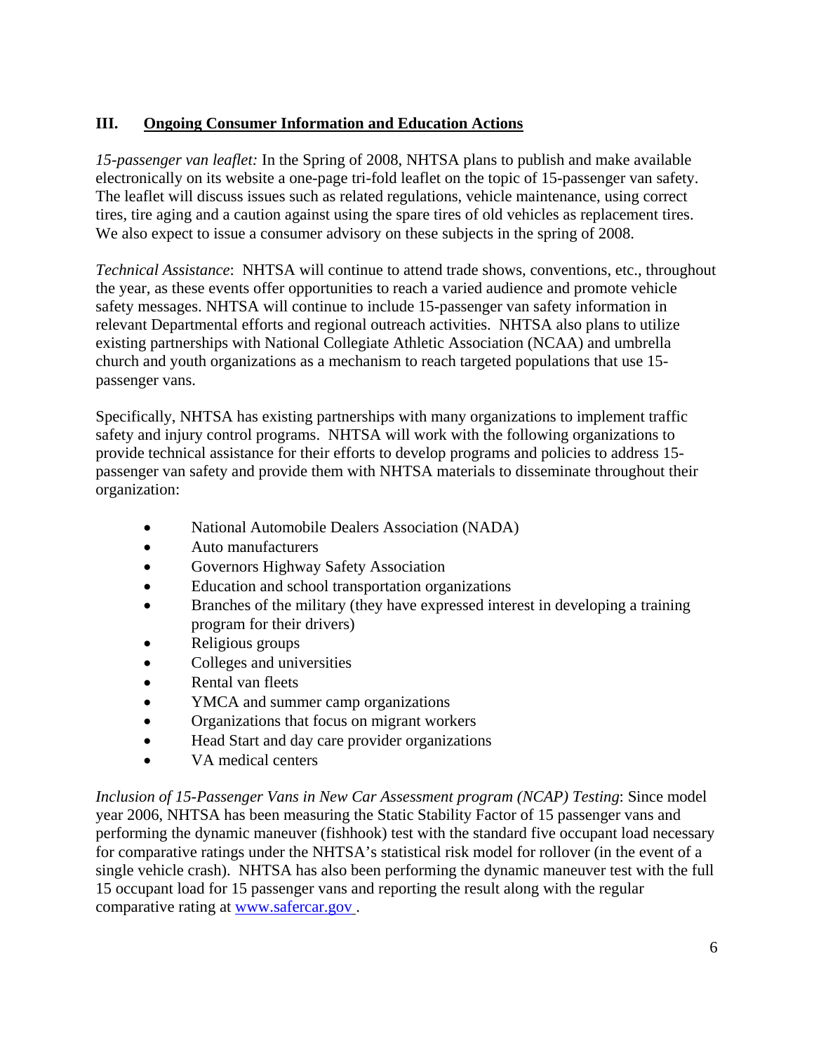## III. <u>Ongoing Consumer Information and Education Actions</u>

*15-passenger van leaflet:* In the Spring of 2008, NHTSA plans to publish and make available electronically on its website a one-page tri-fold leaflet on the topic of 15-passenger van safety. The leaflet will discuss issues such as related regulations, vehicle maintenance, using correct tires, tire aging and a caution against using the spare tires of old vehicles as replacement tires. We also expect to issue a consumer advisory on these subjects in the spring of 2008.

*Technical Assistance*: NHTSA will continue to attend trade shows, conventions, etc., throughout the year, as these events offer opportunities to reach a varied audience and promote vehicle safety messages. NHTSA will continue to include 15-passenger van safety information in relevant Departmental efforts and regional outreach activities. NHTSA also plans to utilize existing partnerships with National Collegiate Athletic Association (NCAA) and umbrella church and youth organizations as a mechanism to reach targeted populations that use 15-passenger vans.

Specifically, NHTSA has existing partnerships with many organizations to implement traffic safety and injury control programs. NHTSA will work with the following organizations to provide technical assistance for their efforts to develop programs and policies to address 15-passenger van safety and provide them with NHTSA materials to disseminate throughout their organization:

- National Automobile Dealers Association (NADA)
- Auto manufacturers
- Governors Highway Safety Association
- Education and school transportation organizations
- Branches of the military (they have expressed interest in developing a training program for their drivers)
- Religious groups
- Colleges and universities
- Rental van fleets
- YMCA and summer camp organizations
- Organizations that focus on migrant workers
- Head Start and day care provider organizations
- VA medical centers

*Inclusion of 15-Passenger Vans in New Car Assessment program (NCAP) Testing*: Since model year 2006, NHTSA has been measuring the Static Stability Factor of 15 passenger vans and performing the dynamic maneuver (fishhook) test with the standard five occupant load necessary for comparative ratings under the NHTSA's statistical risk model for rollover (in the event of a single vehicle crash). NHTSA has also been performing the dynamic maneuver test with the full 15 occupant load for 15 passenger vans and reporting the result along with the regular comparative rating at www.safercar.gov .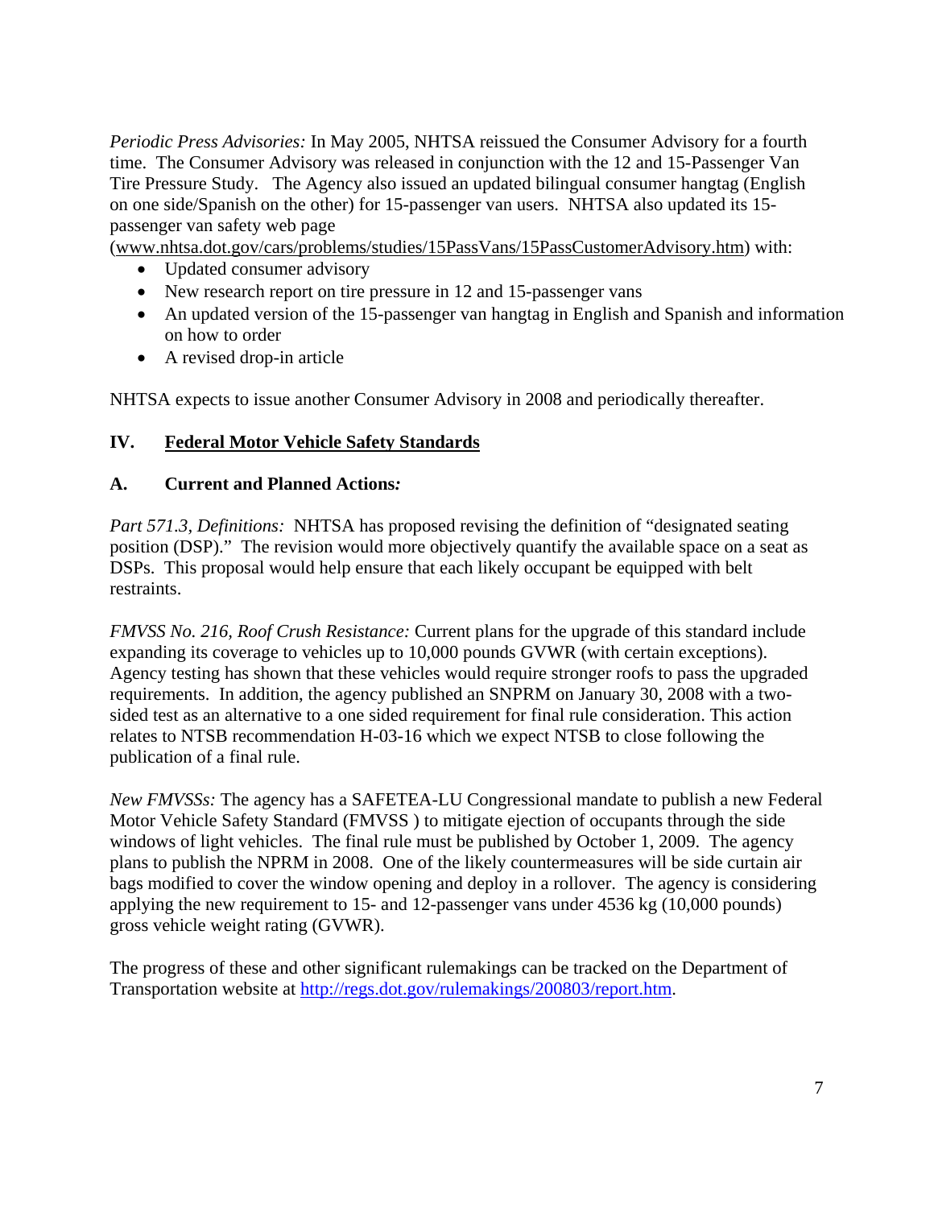*Periodic Press Advisories:* In May 2005, NHTSA reissued the Consumer Advisory for a fourth time. The Consumer Advisory was released in conjunction with the 12 and 15-Passenger Van Tire Pressure Study. The Agency also issued an updated bilingual consumer hangtag (English on one side/Spanish on the other) for 15-passenger van users. NHTSA also updated its 15-passenger van safety web page (www.nhtsa.dot.gov/cars/problems/studies/15PassVans/15PassCustomerAdvisory.htm) with:

- Updated consumer advisory
- New research report on tire pressure in 12 and 15-passenger vans
- An updated version of the 15-passenger van hangtag in English and Spanish and information on how to order
- A revised drop-in article

NHTSA expects to issue another Consumer Advisory in 2008 and periodically thereafter.

## IV. Federal Motor Vehicle Safety Standards

### A. Current and Planned Actions*:*

*Part 571.3, Definitions:* NHTSA has proposed revising the definition of "designated seating position (DSP)." The revision would more objectively quantify the available space on a seat as DSPs. This proposal would help ensure that each likely occupant be equipped with belt restraints.

*FMVSS No. 216, Roof Crush Resistance:* Current plans for the upgrade of this standard include expanding its coverage to vehicles up to 10,000 pounds GVWR (with certain exceptions). Agency testing has shown that these vehicles would require stronger roofs to pass the upgraded requirements. In addition, the agency published an SNPRM on January 30, 2008 with a two-sided test as an alternative to a one sided requirement for final rule consideration. This action relates to NTSB recommendation H-03-16 which we expect NTSB to close following the publication of a final rule.

*New FMVSSs:* The agency has a SAFETEA-LU Congressional mandate to publish a new Federal Motor Vehicle Safety Standard (FMVSS ) to mitigate ejection of occupants through the side windows of light vehicles. The final rule must be published by October 1, 2009. The agency plans to publish the NPRM in 2008. One of the likely countermeasures will be side curtain air bags modified to cover the window opening and deploy in a rollover. The agency is considering applying the new requirement to 15- and 12-passenger vans under 4536 kg (10,000 pounds) gross vehicle weight rating (GVWR).

The progress of these and other significant rulemakings can be tracked on the Department of Transportation website at http://regs.dot.gov/rulemakings/200803/report.htm.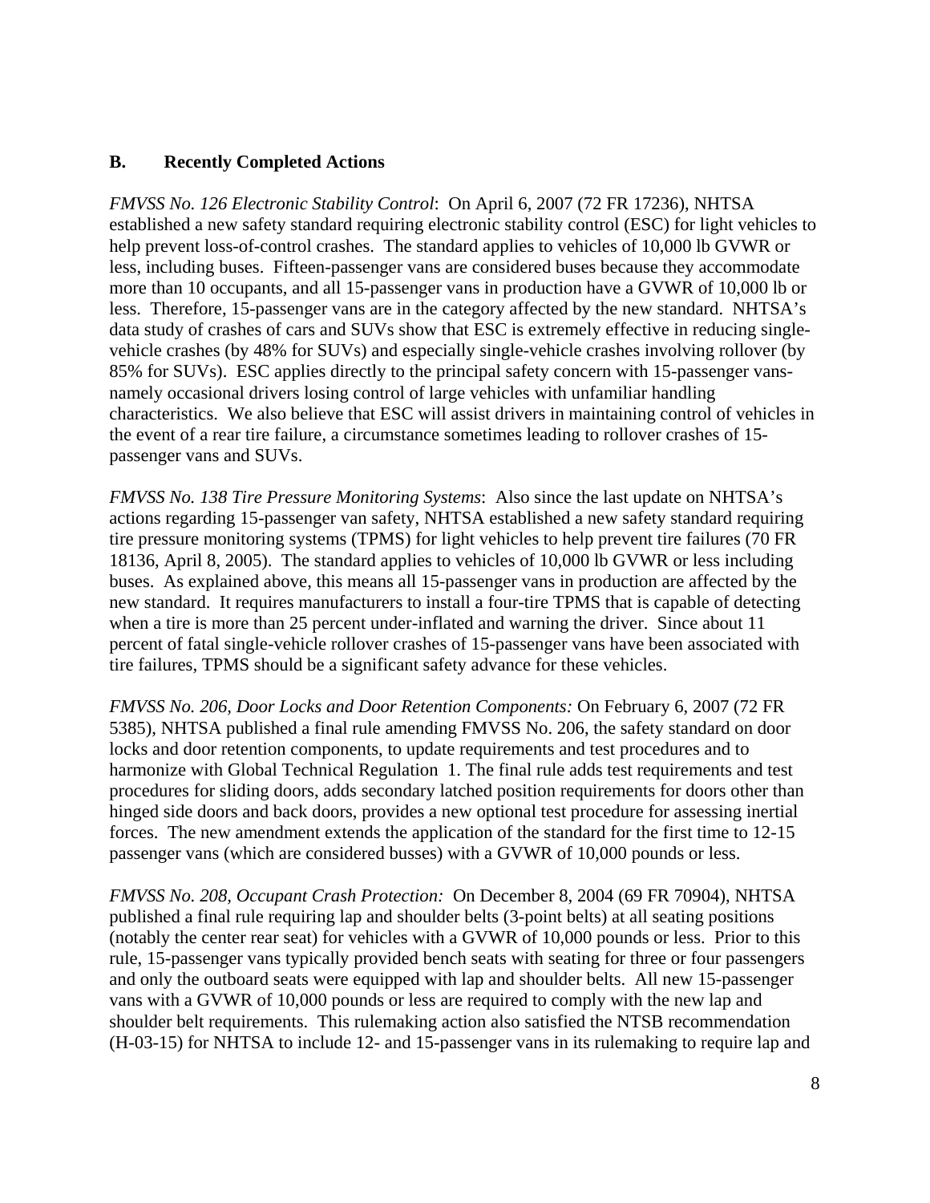## B. Recently Completed Actions

*FMVSS No. 126 Electronic Stability Control*: On April 6, 2007 (72 FR 17236), NHTSA established a new safety standard requiring electronic stability control (ESC) for light vehicles to help prevent loss-of-control crashes. The standard applies to vehicles of 10,000 lb GVWR or less, including buses. Fifteen-passenger vans are considered buses because they accommodate more than 10 occupants, and all 15-passenger vans in production have a GVWR of 10,000 lb or less. Therefore, 15-passenger vans are in the category affected by the new standard. NHTSA's data study of crashes of cars and SUVs show that ESC is extremely effective in reducing single-vehicle crashes (by 48% for SUVs) and especially single-vehicle crashes involving rollover (by 85% for SUVs). ESC applies directly to the principal safety concern with 15-passenger vans-namely occasional drivers losing control of large vehicles with unfamiliar handling characteristics. We also believe that ESC will assist drivers in maintaining control of vehicles in the event of a rear tire failure, a circumstance sometimes leading to rollover crashes of 15-passenger vans and SUVs.

*FMVSS No. 138 Tire Pressure Monitoring Systems*: Also since the last update on NHTSA's actions regarding 15-passenger van safety, NHTSA established a new safety standard requiring tire pressure monitoring systems (TPMS) for light vehicles to help prevent tire failures (70 FR 18136, April 8, 2005). The standard applies to vehicles of 10,000 lb GVWR or less including buses. As explained above, this means all 15-passenger vans in production are affected by the new standard. It requires manufacturers to install a four-tire TPMS that is capable of detecting when a tire is more than 25 percent under-inflated and warning the driver. Since about 11 percent of fatal single-vehicle rollover crashes of 15-passenger vans have been associated with tire failures, TPMS should be a significant safety advance for these vehicles.

*FMVSS No. 206, Door Locks and Door Retention Components:* On February 6, 2007 (72 FR 5385), NHTSA published a final rule amending FMVSS No. 206, the safety standard on door locks and door retention components, to update requirements and test procedures and to harmonize with Global Technical Regulation 1. The final rule adds test requirements and test procedures for sliding doors, adds secondary latched position requirements for doors other than hinged side doors and back doors, provides a new optional test procedure for assessing inertial forces. The new amendment extends the application of the standard for the first time to 12-15 passenger vans (which are considered busses) with a GVWR of 10,000 pounds or less.

*FMVSS No. 208, Occupant Crash Protection:* On December 8, 2004 (69 FR 70904), NHTSA published a final rule requiring lap and shoulder belts (3-point belts) at all seating positions (notably the center rear seat) for vehicles with a GVWR of 10,000 pounds or less. Prior to this rule, 15-passenger vans typically provided bench seats with seating for three or four passengers and only the outboard seats were equipped with lap and shoulder belts. All new 15-passenger vans with a GVWR of 10,000 pounds or less are required to comply with the new lap and shoulder belt requirements. This rulemaking action also satisfied the NTSB recommendation (H-03-15) for NHTSA to include 12- and 15-passenger vans in its rulemaking to require lap and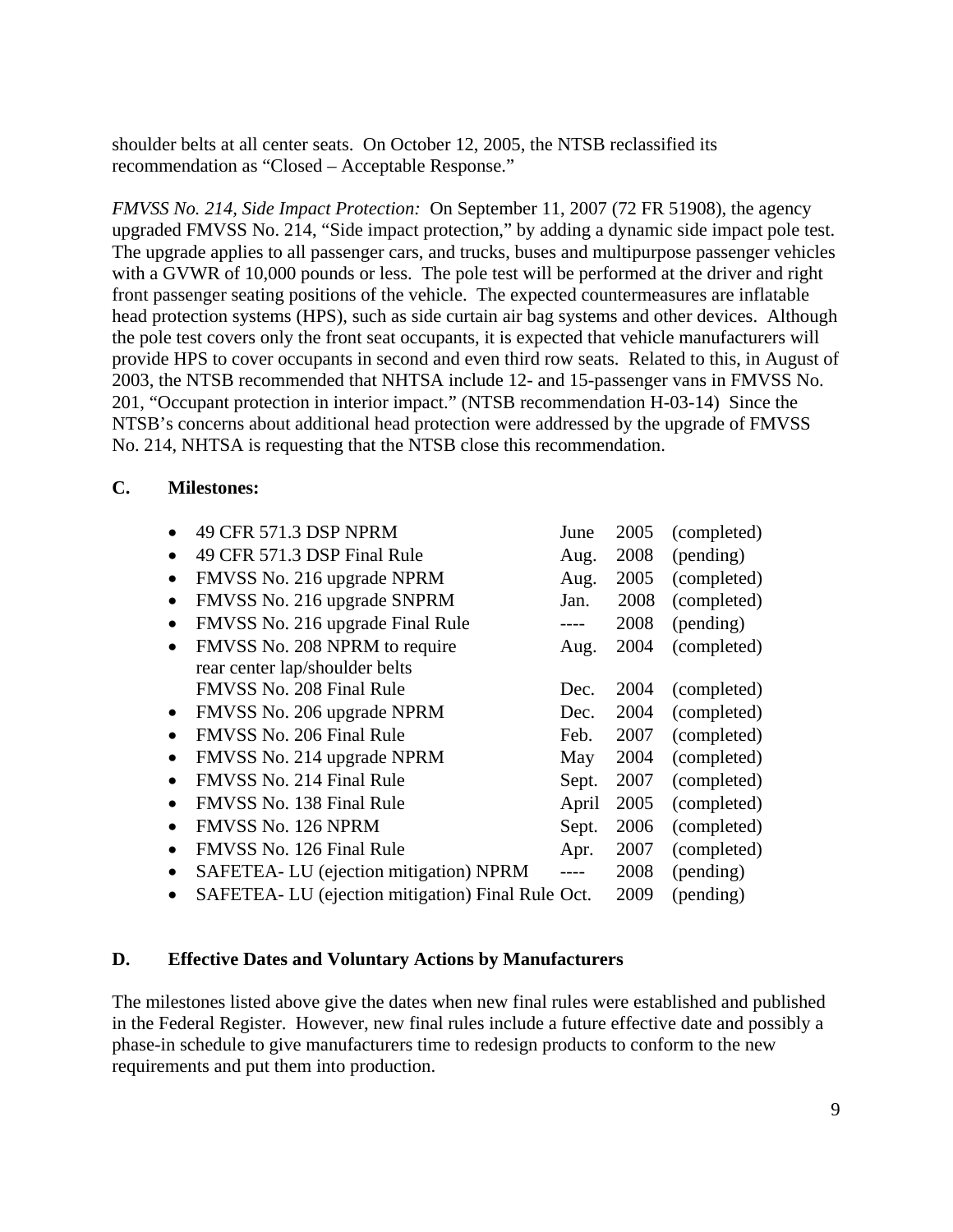shoulder belts at all center seats. On October 12, 2005, the NTSB reclassified its recommendation as "Closed – Acceptable Response."

*FMVSS No. 214, Side Impact Protection:* On September 11, 2007 (72 FR 51908), the agency upgraded FMVSS No. 214, "Side impact protection," by adding a dynamic side impact pole test. The upgrade applies to all passenger cars, and trucks, buses and multipurpose passenger vehicles with a GVWR of 10,000 pounds or less. The pole test will be performed at the driver and right front passenger seating positions of the vehicle. The expected countermeasures are inflatable head protection systems (HPS), such as side curtain air bag systems and other devices. Although the pole test covers only the front seat occupants, it is expected that vehicle manufacturers will provide HPS to cover occupants in second and even third row seats. Related to this, in August of 2003, the NTSB recommended that NHTSA include 12- and 15-passenger vans in FMVSS No. 201, "Occupant protection in interior impact." (NTSB recommendation H-03-14) Since the NTSB's concerns about additional head protection were addressed by the upgrade of FMVSS No. 214, NHTSA is requesting that the NTSB close this recommendation.

### C. Milestones:

| Milestone | Month | Year | Status |
|---|---|---|---|
| • 49 CFR 571.3 DSP NPRM | June | 2005 | (completed) |
| • 49 CFR 571.3 DSP Final Rule | Aug. | 2008 | (pending) |
| • FMVSS No. 216 upgrade NPRM | Aug. | 2005 | (completed) |
| • FMVSS No. 216 upgrade SNPRM | Jan. | 2008 | (completed) |
| • FMVSS No. 216 upgrade Final Rule | ---- | 2008 | (pending) |
| • FMVSS No. 208 NPRM to require rear center lap/shoulder belts | Aug. | 2004 | (completed) |
| FMVSS No. 208 Final Rule | Dec. | 2004 | (completed) |
| • FMVSS No. 206 upgrade NPRM | Dec. | 2004 | (completed) |
| • FMVSS No. 206 Final Rule | Feb. | 2007 | (completed) |
| • FMVSS No. 214 upgrade NPRM | May | 2004 | (completed) |
| • FMVSS No. 214 Final Rule | Sept. | 2007 | (completed) |
| • FMVSS No. 138 Final Rule | April | 2005 | (completed) |
| • FMVSS No. 126 NPRM | Sept. | 2006 | (completed) |
| • FMVSS No. 126 Final Rule | Apr. | 2007 | (completed) |
| • SAFETEA- LU (ejection mitigation) NPRM | ---- | 2008 | (pending) |
| • SAFETEA- LU (ejection mitigation) Final Rule | Oct. | 2009 | (pending) |

### D. Effective Dates and Voluntary Actions by Manufacturers

The milestones listed above give the dates when new final rules were established and published in the Federal Register. However, new final rules include a future effective date and possibly a phase-in schedule to give manufacturers time to redesign products to conform to the new requirements and put them into production.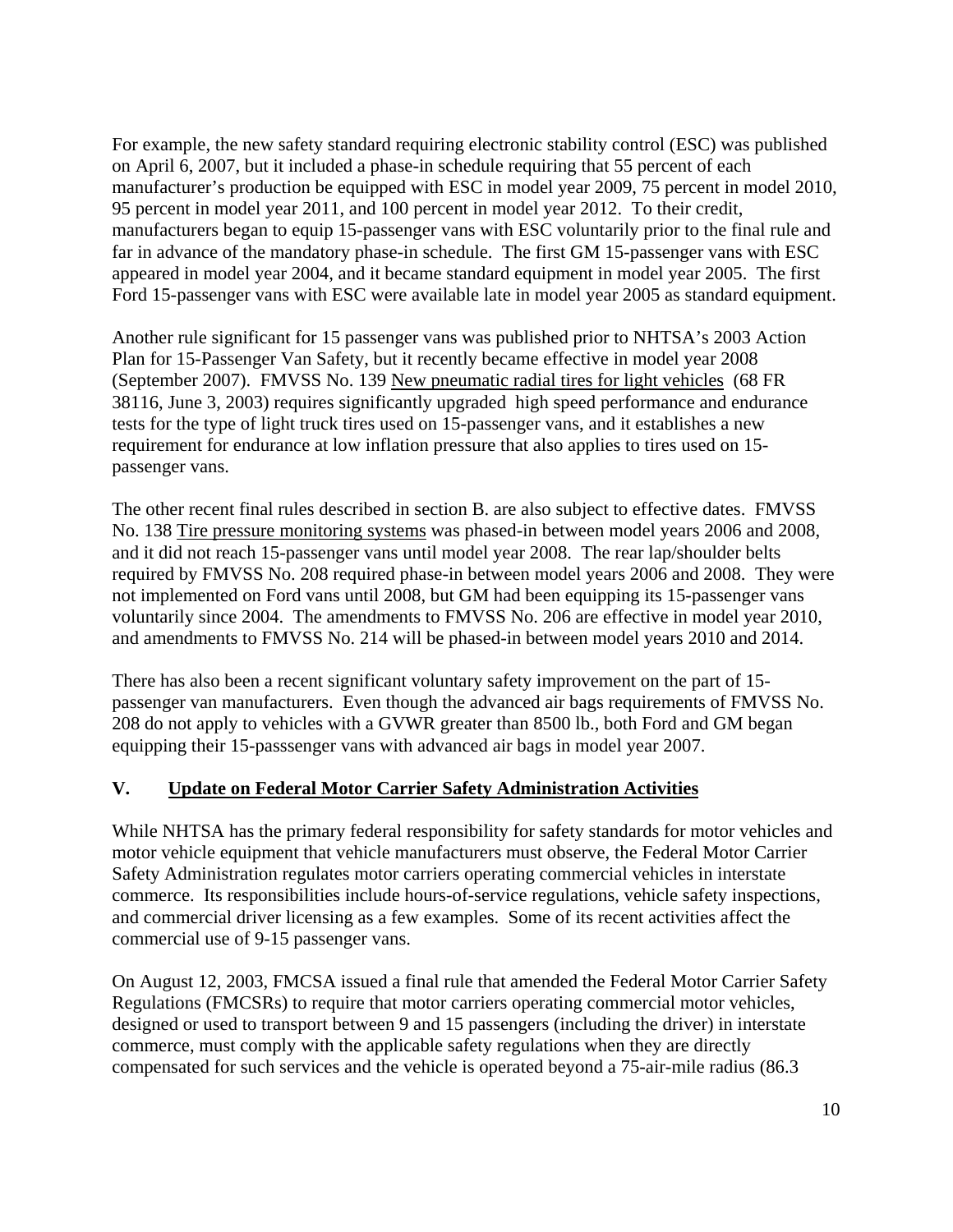For example, the new safety standard requiring electronic stability control (ESC) was published on April 6, 2007, but it included a phase-in schedule requiring that 55 percent of each manufacturer's production be equipped with ESC in model year 2009, 75 percent in model 2010, 95 percent in model year 2011, and 100 percent in model year 2012. To their credit, manufacturers began to equip 15-passenger vans with ESC voluntarily prior to the final rule and far in advance of the mandatory phase-in schedule. The first GM 15-passenger vans with ESC appeared in model year 2004, and it became standard equipment in model year 2005. The first Ford 15-passenger vans with ESC were available late in model year 2005 as standard equipment.

Another rule significant for 15 passenger vans was published prior to NHTSA's 2003 Action Plan for 15-Passenger Van Safety, but it recently became effective in model year 2008 (September 2007). FMVSS No. 139 New pneumatic radial tires for light vehicles (68 FR 38116, June 3, 2003) requires significantly upgraded high speed performance and endurance tests for the type of light truck tires used on 15-passenger vans, and it establishes a new requirement for endurance at low inflation pressure that also applies to tires used on 15-passenger vans.

The other recent final rules described in section B. are also subject to effective dates. FMVSS No. 138 Tire pressure monitoring systems was phased-in between model years 2006 and 2008, and it did not reach 15-passenger vans until model year 2008. The rear lap/shoulder belts required by FMVSS No. 208 required phase-in between model years 2006 and 2008. They were not implemented on Ford vans until 2008, but GM had been equipping its 15-passenger vans voluntarily since 2004. The amendments to FMVSS No. 206 are effective in model year 2010, and amendments to FMVSS No. 214 will be phased-in between model years 2010 and 2014.

There has also been a recent significant voluntary safety improvement on the part of 15-passenger van manufacturers. Even though the advanced air bags requirements of FMVSS No. 208 do not apply to vehicles with a GVWR greater than 8500 lb., both Ford and GM began equipping their 15-passsenger vans with advanced air bags in model year 2007.

## V. Update on Federal Motor Carrier Safety Administration Activities

While NHTSA has the primary federal responsibility for safety standards for motor vehicles and motor vehicle equipment that vehicle manufacturers must observe, the Federal Motor Carrier Safety Administration regulates motor carriers operating commercial vehicles in interstate commerce. Its responsibilities include hours-of-service regulations, vehicle safety inspections, and commercial driver licensing as a few examples. Some of its recent activities affect the commercial use of 9-15 passenger vans.

On August 12, 2003, FMCSA issued a final rule that amended the Federal Motor Carrier Safety Regulations (FMCSRs) to require that motor carriers operating commercial motor vehicles, designed or used to transport between 9 and 15 passengers (including the driver) in interstate commerce, must comply with the applicable safety regulations when they are directly compensated for such services and the vehicle is operated beyond a 75-air-mile radius (86.3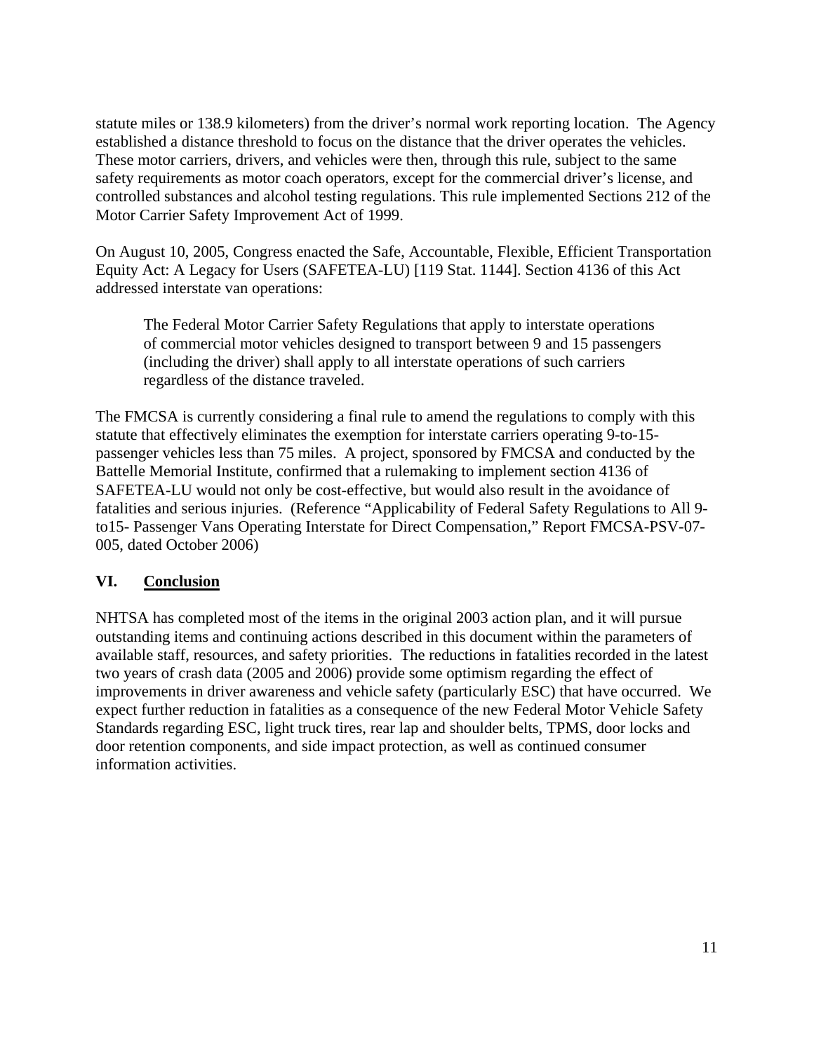statute miles or 138.9 kilometers) from the driver's normal work reporting location. The Agency established a distance threshold to focus on the distance that the driver operates the vehicles. These motor carriers, drivers, and vehicles were then, through this rule, subject to the same safety requirements as motor coach operators, except for the commercial driver's license, and controlled substances and alcohol testing regulations. This rule implemented Sections 212 of the Motor Carrier Safety Improvement Act of 1999.

On August 10, 2005, Congress enacted the Safe, Accountable, Flexible, Efficient Transportation Equity Act: A Legacy for Users (SAFETEA-LU) [119 Stat. 1144]. Section 4136 of this Act addressed interstate van operations:

> The Federal Motor Carrier Safety Regulations that apply to interstate operations of commercial motor vehicles designed to transport between 9 and 15 passengers (including the driver) shall apply to all interstate operations of such carriers regardless of the distance traveled.

The FMCSA is currently considering a final rule to amend the regulations to comply with this statute that effectively eliminates the exemption for interstate carriers operating 9-to-15-passenger vehicles less than 75 miles. A project, sponsored by FMCSA and conducted by the Battelle Memorial Institute, confirmed that a rulemaking to implement section 4136 of SAFETEA-LU would not only be cost-effective, but would also result in the avoidance of fatalities and serious injuries. (Reference "Applicability of Federal Safety Regulations to All 9-to15- Passenger Vans Operating Interstate for Direct Compensation," Report FMCSA-PSV-07-005, dated October 2006)

## VI. Conclusion

NHTSA has completed most of the items in the original 2003 action plan, and it will pursue outstanding items and continuing actions described in this document within the parameters of available staff, resources, and safety priorities. The reductions in fatalities recorded in the latest two years of crash data (2005 and 2006) provide some optimism regarding the effect of improvements in driver awareness and vehicle safety (particularly ESC) that have occurred. We expect further reduction in fatalities as a consequence of the new Federal Motor Vehicle Safety Standards regarding ESC, light truck tires, rear lap and shoulder belts, TPMS, door locks and door retention components, and side impact protection, as well as continued consumer information activities.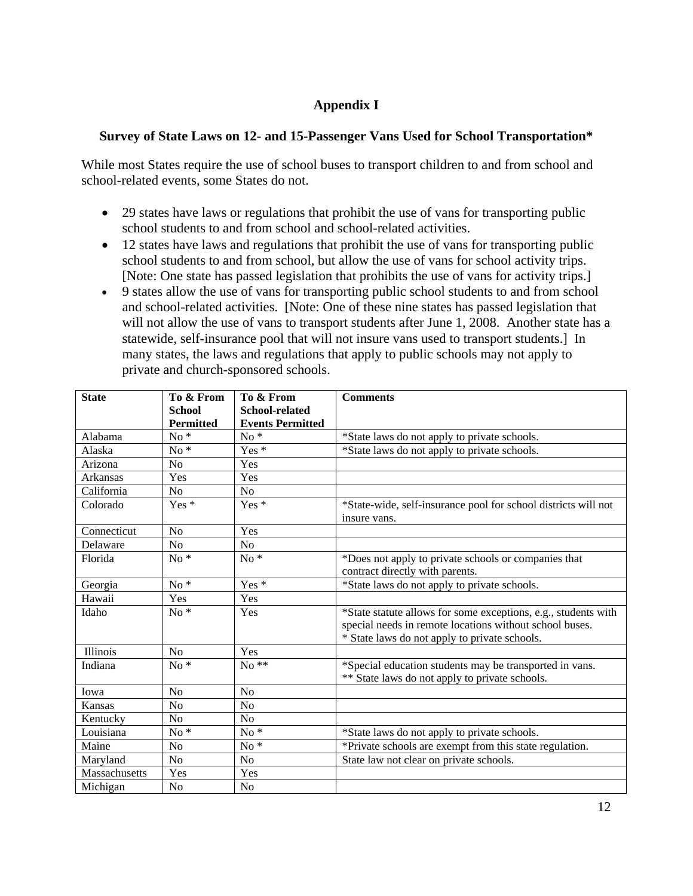# Appendix I

## Survey of State Laws on 12- and 15-Passenger Vans Used for School Transportation*

While most States require the use of school buses to transport children to and from school and school-related events, some States do not.

- 29 states have laws or regulations that prohibit the use of vans for transporting public school students to and from school and school-related activities.
- 12 states have laws and regulations that prohibit the use of vans for transporting public school students to and from school, but allow the use of vans for school activity trips. [Note: One state has passed legislation that prohibits the use of vans for activity trips.]
- 9 states allow the use of vans for transporting public school students to and from school and school-related activities. [Note: One of these nine states has passed legislation that will not allow the use of vans to transport students after June 1, 2008. Another state has a statewide, self-insurance pool that will not insure vans used to transport students.] In many states, the laws and regulations that apply to public schools may not apply to private and church-sponsored schools.

| State | To & From School Permitted | To & From School-related Events Permitted | Comments |
|---|---|---|---|
| Alabama | No * | No * | *State laws do not apply to private schools. |
| Alaska | No * | Yes * | *State laws do not apply to private schools. |
| Arizona | No | Yes | |
| Arkansas | Yes | Yes | |
| California | No | No | |
| Colorado | Yes * | Yes * | *State-wide, self-insurance pool for school districts will not insure vans. |
| Connecticut | No | Yes | |
| Delaware | No | No | |
| Florida | No * | No * | *Does not apply to private schools or companies that contract directly with parents. |
| Georgia | No * | Yes * | *State laws do not apply to private schools. |
| Hawaii | Yes | Yes | |
| Idaho | No * | Yes | *State statute allows for some exceptions, e.g., students with special needs in remote locations without school buses. * State laws do not apply to private schools. |
| Illinois | No | Yes | |
| Indiana | No * | No ** | *Special education students may be transported in vans. ** State laws do not apply to private schools. |
| Iowa | No | No | |
| Kansas | No | No | |
| Kentucky | No | No | |
| Louisiana | No * | No * | *State laws do not apply to private schools. |
| Maine | No | No * | *Private schools are exempt from this state regulation. |
| Maryland | No | No | State law not clear on private schools. |
| Massachusetts | Yes | Yes | |
| Michigan | No | No | |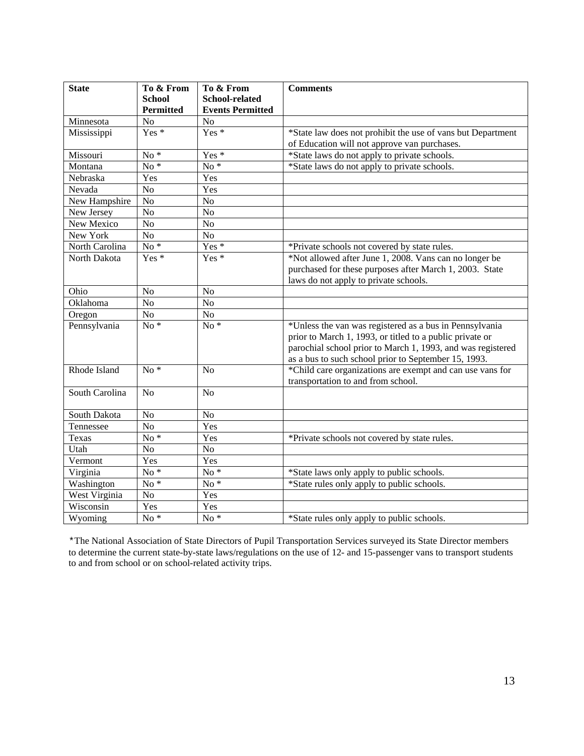| State | To & From School Permitted | To & From School-related Events Permitted | Comments |
|---|---|---|---|
| Minnesota | No | No | |
| Mississippi | Yes * | Yes * | *State law does not prohibit the use of vans but Department of Education will not approve van purchases. |
| Missouri | No * | Yes * | *State laws do not apply to private schools. |
| Montana | No * | No * | *State laws do not apply to private schools. |
| Nebraska | Yes | Yes | |
| Nevada | No | Yes | |
| New Hampshire | No | No | |
| New Jersey | No | No | |
| New Mexico | No | No | |
| New York | No | No | |
| North Carolina | No * | Yes * | *Private schools not covered by state rules. |
| North Dakota | Yes * | Yes * | *Not allowed after June 1, 2008. Vans can no longer be purchased for these purposes after March 1, 2003. State laws do not apply to private schools. |
| Ohio | No | No | |
| Oklahoma | No | No | |
| Oregon | No | No | |
| Pennsylvania | No * | No * | *Unless the van was registered as a bus in Pennsylvania prior to March 1, 1993, or titled to a public private or parochial school prior to March 1, 1993, and was registered as a bus to such school prior to September 15, 1993. |
| Rhode Island | No * | No | *Child care organizations are exempt and can use vans for transportation to and from school. |
| South Carolina | No | No | |
| South Dakota | No | No | |
| Tennessee | No | Yes | |
| Texas | No * | Yes | *Private schools not covered by state rules. |
| Utah | No | No | |
| Vermont | Yes | Yes | |
| Virginia | No * | No * | *State laws only apply to public schools. |
| Washington | No * | No * | *State rules only apply to public schools. |
| West Virginia | No | Yes | |
| Wisconsin | Yes | Yes | |
| Wyoming | No * | No * | *State rules only apply to public schools. |

*The National Association of State Directors of Pupil Transportation Services surveyed its State Director members to determine the current state-by-state laws/regulations on the use of 12- and 15-passenger vans to transport students to and from school or on school-related activity trips.